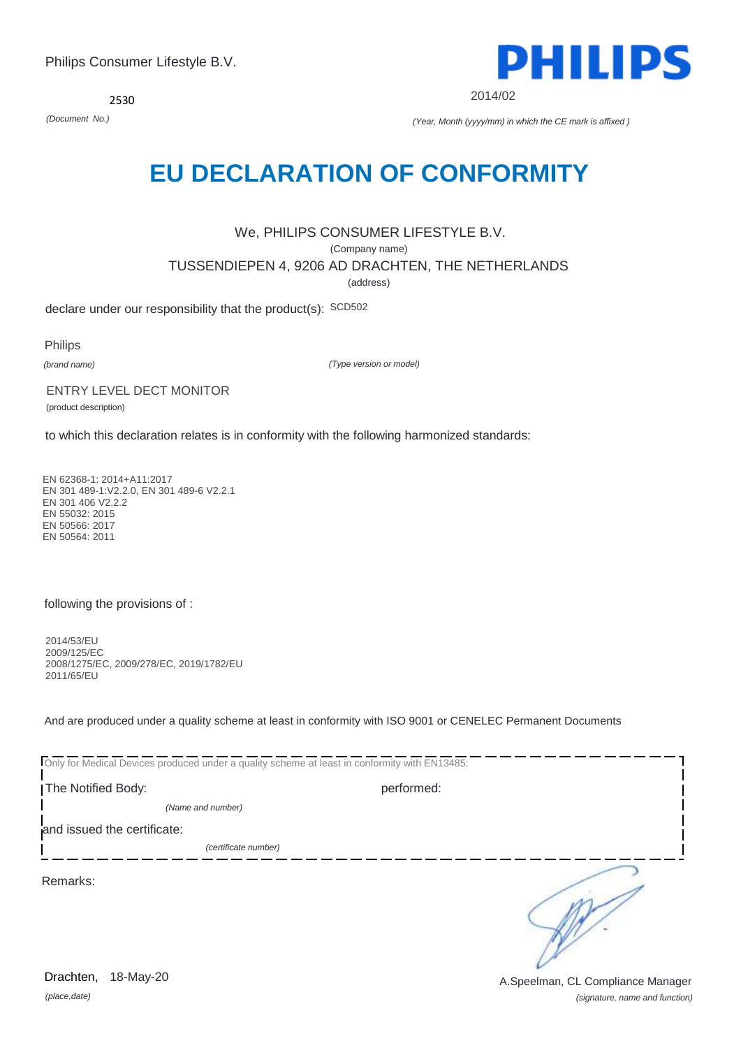Philips Consumer Lifestyle B.V.

PHILIPS

2530

*(Document No.)*

2014/02

*(Year, Month (yyyy/mm) in which the CE mark is affixed )*

# EU DECLARATION OF CONFORMITY

We, PHILIPS CONSUMER LIFESTYLE B.V.

(Company name)

TUSSENDIEPEN 4, 9206 AD DRACHTEN, THE NETHERLANDS

(address)

declare under our responsibility that the product(s): SCD502

Philips

*(brand name)* *(Type version or model)*

ENTRY LEVEL DECT MONITOR

(product description)

to which this declaration relates is in conformity with the following harmonized standards:

EN 62368-1: 2014+A11:2017
EN 301 489-1:V2.2.0, EN 301 489-6 V2.2.1
EN 301 406 V2.2.2
EN 55032: 2015
EN 50566: 2017
EN 50564: 2011

following the provisions of :

2014/53/EU
2009/125/EC
2008/1275/EC, 2009/278/EC, 2019/1782/EU
2011/65/EU

And are produced under a quality scheme at least in conformity with ISO 9001 or CENELEC Permanent Documents

Only for Medical Devices produced under a quality scheme at least in conformity with EN13485:

The Notified Body: performed:

*(Name and number)*

and issued the certificate:

*(certificate number)*

Remarks:

Drachten, 18-May-20

*(place,date)*

A.Speelman, CL Compliance Manager

*(signature, name and function)*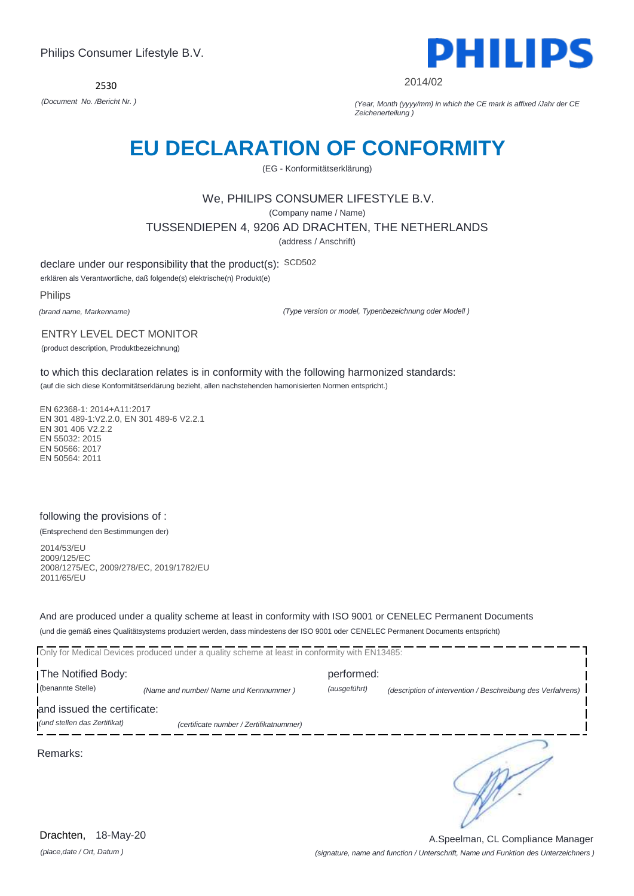Philips Consumer Lifestyle B.V.

2530

*(Document No. /Bericht Nr. )*

PHILIPS

2014/02

*(Year, Month (yyyy/mm) in which the CE mark is affixed /Jahr der CE Zeichenerteilung )*

# EU DECLARATION OF CONFORMITY

(EG - Konformitätserklärung)

We, PHILIPS CONSUMER LIFESTYLE B.V.

(Company name / Name)

TUSSENDIEPEN 4, 9206 AD DRACHTEN, THE NETHERLANDS

(address / Anschrift)

declare under our responsibility that the product(s): SCD502

erklären als Verantwortliche, daß folgende(s) elektrische(n) Produkt(e)

Philips

*(brand name, Markenname)*

*(Type version or model, Typenbezeichnung oder Modell )*

ENTRY LEVEL DECT MONITOR

(product description, Produktbezeichnung)

to which this declaration relates is in conformity with the following harmonized standards:

(auf die sich diese Konformitätserklärung bezieht, allen nachstehenden hamonisierten Normen entspricht.)

EN 62368-1: 2014+A11:2017
EN 301 489-1:V2.2.0, EN 301 489-6 V2.2.1
EN 301 406 V2.2.2
EN 55032: 2015
EN 50566: 2017
EN 50564: 2011

following the provisions of :

(Entsprechend den Bestimmungen der)

2014/53/EU
2009/125/EC
2008/1275/EC, 2009/278/EC, 2019/1782/EU
2011/65/EU

And are produced under a quality scheme at least in conformity with ISO 9001 or CENELEC Permanent Documents

(und die gemäß eines Qualitätsystems produziert werden, dass mindestens der ISO 9001 oder CENELEC Permanent Documents entspricht)

Only for Medical Devices produced under a quality scheme at least in conformity with EN13485:

The Notified Body: (benannte Stelle) *(Name and number/ Name und Kennnummer )*

performed: *(ausgeführt)* *(description of intervention / Beschreibung des Verfahrens)*

and issued the certificate: *(und stellen das Zertifikat)* *(certificate number / Zertifikatnummer)*

Remarks:

Drachten, 18-May-20

*(place,date / Ort, Datum )*

A.Speelman, CL Compliance Manager

*(signature, name and function / Unterschrift, Name und Funktion des Unterzeichners )*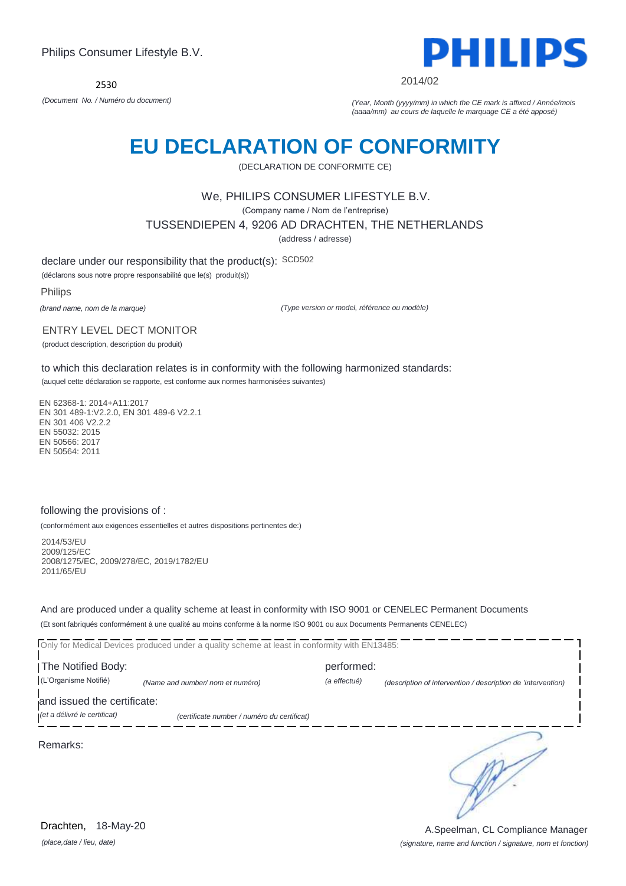Philips Consumer Lifestyle B.V.

2530

*(Document No. / Numéro du document)*

PHILIPS

2014/02

*(Year, Month (yyyy/mm) in which the CE mark is affixed / Année/mois (aaaa/mm) au cours de laquelle le marquage CE a été apposé)*

# EU DECLARATION OF CONFORMITY

(DECLARATION DE CONFORMITE CE)

We, PHILIPS CONSUMER LIFESTYLE B.V.

(Company name / Nom de l'entreprise)

TUSSENDIEPEN 4, 9206 AD DRACHTEN, THE NETHERLANDS

(address / adresse)

declare under our responsibility that the product(s): SCD502

(déclarons sous notre propre responsabilité que le(s) produit(s))

Philips

*(brand name, nom de la marque)*

*(Type version or model, référence ou modèle)*

ENTRY LEVEL DECT MONITOR

(product description, description du produit)

to which this declaration relates is in conformity with the following harmonized standards:

(auquel cette déclaration se rapporte, est conforme aux normes harmonisées suivantes)

EN 62368-1: 2014+A11:2017
EN 301 489-1:V2.2.0, EN 301 489-6 V2.2.1
EN 301 406 V2.2.2
EN 55032: 2015
EN 50566: 2017
EN 50564: 2011

following the provisions of :

(conformément aux exigences essentielles et autres dispositions pertinentes de:)

2014/53/EU
2009/125/EC
2008/1275/EC, 2009/278/EC, 2019/1782/EU
2011/65/EU

And are produced under a quality scheme at least in conformity with ISO 9001 or CENELEC Permanent Documents

(Et sont fabriqués conformément à une qualité au moins conforme à la norme ISO 9001 ou aux Documents Permanents CENELEC)

Only for Medical Devices produced under a quality scheme at least in conformity with EN13485:

The Notified Body: performed:

(L'Organisme Notifié) *(Name and number/ nom et numéro)* *(a effectué)* *(description of intervention / description de 'intervention)*

and issued the certificate:

*(et a délivré le certificat)* *(certificate number / numéro du certificat)*

Remarks:

Drachten, 18-May-20

*(place,date / lieu, date)*

A.Speelman, CL Compliance Manager

*(signature, name and function / signature, nom et fonction)*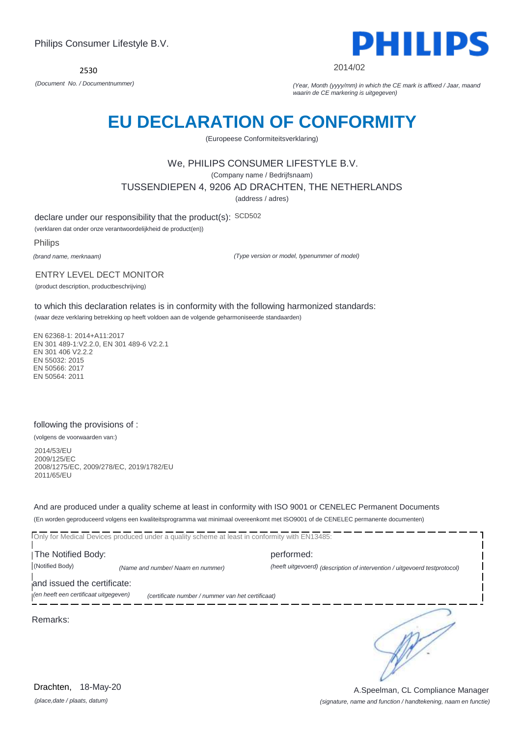Philips Consumer Lifestyle B.V.

**PHILIPS**

2530

*(Document No. / Documentnummer)*

2014/02

*(Year, Month (yyyy/mm) in which the CE mark is affixed / Jaar, maand waarin de CE markering is uitgegeven)*

# EU DECLARATION OF CONFORMITY

(Europeese Conformiteitsverklaring)

We, PHILIPS CONSUMER LIFESTYLE B.V.

(Company name / Bedrijfsnaam)

TUSSENDIEPEN 4, 9206 AD DRACHTEN, THE NETHERLANDS

(address / adres)

declare under our responsibility that the product(s): SCD502

(verklaren dat onder onze verantwoordelijkheid de product(en))

Philips

*(brand name, merknaam)*

*(Type version or model, typenummer of model)*

ENTRY LEVEL DECT MONITOR

(product description, productbeschrijving)

to which this declaration relates is in conformity with the following harmonized standards:

(waar deze verklaring betrekking op heeft voldoen aan de volgende geharmoniseerde standaarden)

EN 62368-1: 2014+A11:2017
EN 301 489-1:V2.2.0, EN 301 489-6 V2.2.1
EN 301 406 V2.2.2
EN 55032: 2015
EN 50566: 2017
EN 50564: 2011

following the provisions of :

(volgens de voorwaarden van:)

2014/53/EU
2009/125/EC
2008/1275/EC, 2009/278/EC, 2019/1782/EU
2011/65/EU

And are produced under a quality scheme at least in conformity with ISO 9001 or CENELEC Permanent Documents

(En worden geproduceerd volgens een kwaliteitsprogramma wat minimaal overeenkomt met ISO9001 of de CENELEC permanente documenten)

Only for Medical Devices produced under a quality scheme at least in conformity with EN13485:

The Notified Body: performed:

(Notified Body) *(Name and number/ Naam en nummer)* *(heeft uitgevoerd) (description of intervention / uitgevoerd testprotocol)*

and issued the certificate:

*(en heeft een certificaat uitgegeven)* *(certificate number / nummer van het certificaat)*

Remarks:

Drachten, 18-May-20

*(place,date / plaats, datum)*

A.Speelman, CL Compliance Manager

*(signature, name and function / handtekening, naam en functie)*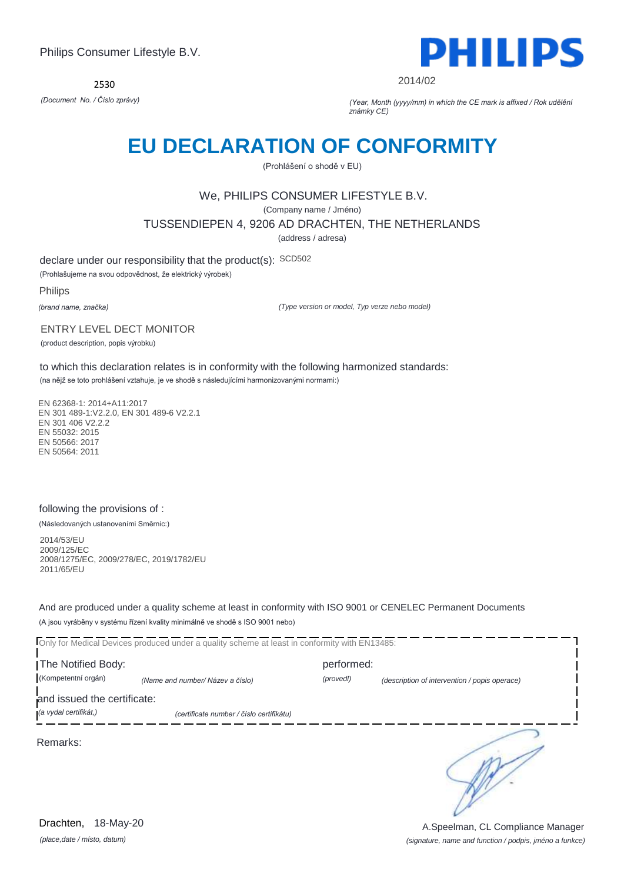Philips Consumer Lifestyle B.V.

2530

*(Document No. / Číslo zprávy)*

PHILIPS

2014/02

*(Year, Month (yyyy/mm) in which the CE mark is affixed / Rok udělění známky CE)*

# EU DECLARATION OF CONFORMITY

(Prohlášení o shodě v EU)

We, PHILIPS CONSUMER LIFESTYLE B.V.

(Company name / Jméno)

TUSSENDIEPEN 4, 9206 AD DRACHTEN, THE NETHERLANDS

(address / adresa)

declare under our responsibility that the product(s): SCD502

(Prohlašujeme na svou odpovědnost, že elektrický výrobek)

Philips

*(brand name, značka)*

*(Type version or model, Typ verze nebo model)*

ENTRY LEVEL DECT MONITOR

(product description, popis výrobku)

to which this declaration relates is in conformity with the following harmonized standards:

(na nějž se toto prohlášení vztahuje, je ve shodě s následujícími harmonizovanými normami:)

EN 62368-1: 2014+A11:2017
EN 301 489-1:V2.2.0, EN 301 489-6 V2.2.1
EN 301 406 V2.2.2
EN 55032: 2015
EN 50566: 2017
EN 50564: 2011

following the provisions of :

(Následovaných ustanoveními Směrnic:)

2014/53/EU
2009/125/EC
2008/1275/EC, 2009/278/EC, 2019/1782/EU
2011/65/EU

And are produced under a quality scheme at least in conformity with ISO 9001 or CENELEC Permanent Documents

(A jsou vyráběny v systému řízení kvality minimálně ve shodě s ISO 9001 nebo)

Only for Medical Devices produced under a quality scheme at least in conformity with EN13485:

The Notified Body: performed:

(Kompetentní orgán) *(Name and number/ Název a číslo)* *(provedl)* *(description of intervention / popis operace)*

and issued the certificate:

*(a vydal certifikát,)* *(certificate number / číslo certifikátu)*

Remarks:

Drachten, 18-May-20

*(place,date / místo, datum)*

A.Speelman, CL Compliance Manager

*(signature, name and function / podpis, jméno a funkce)*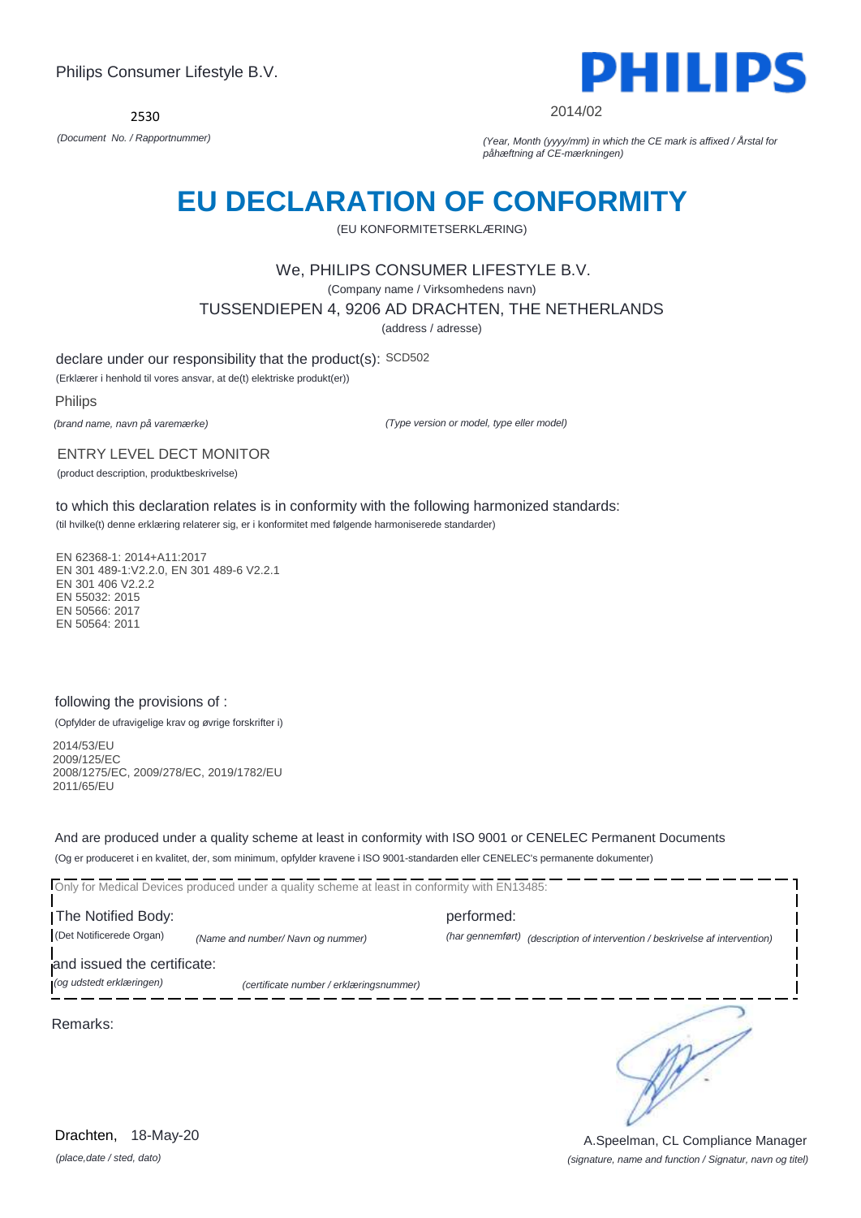Philips Consumer Lifestyle B.V.

PHILIPS

2530

*(Document No. / Rapportnummer)*

2014/02

*(Year, Month (yyyy/mm) in which the CE mark is affixed / Årstal for påhæftning af CE-mærkningen)*

# EU DECLARATION OF CONFORMITY

(EU KONFORMITETSERKLÆRING)

We, PHILIPS CONSUMER LIFESTYLE B.V.

(Company name / Virksomhedens navn)

TUSSENDIEPEN 4, 9206 AD DRACHTEN, THE NETHERLANDS

(address / adresse)

declare under our responsibility that the product(s): SCD502

(Erklærer i henhold til vores ansvar, at de(t) elektriske produkt(er))

Philips

*(brand name, navn på varemærke)* *(Type version or model, type eller model)*

ENTRY LEVEL DECT MONITOR

(product description, produktbeskrivelse)

to which this declaration relates is in conformity with the following harmonized standards:

(til hvilke(t) denne erklæring relaterer sig, er i konformitet med følgende harmoniserede standarder)

EN 62368-1: 2014+A11:2017
EN 301 489-1:V2.2.0, EN 301 489-6 V2.2.1
EN 301 406 V2.2.2
EN 55032: 2015
EN 50566: 2017
EN 50564: 2011

following the provisions of :

(Opfylder de ufravigelige krav og øvrige forskrifter i)

2014/53/EU
2009/125/EC
2008/1275/EC, 2009/278/EC, 2019/1782/EU
2011/65/EU

And are produced under a quality scheme at least in conformity with ISO 9001 or CENELEC Permanent Documents

(Og er produceret i en kvalitet, der, som minimum, opfylder kravene i ISO 9001-standarden eller CENELEC's permanente dokumenter)

Only for Medical Devices produced under a quality scheme at least in conformity with EN13485:

The Notified Body: performed:

(Det Notificerede Organ) *(Name and number/ Navn og nummer)* *(har gennemført) (description of intervention / beskrivelse af intervention)*

and issued the certificate:

*(og udstedt erklæringen)* *(certificate number / erklæringsnummer)*

Remarks:

Drachten, 18-May-20

*(place,date / sted, dato)*

A.Speelman, CL Compliance Manager

*(signature, name and function / Signatur, navn og titel)*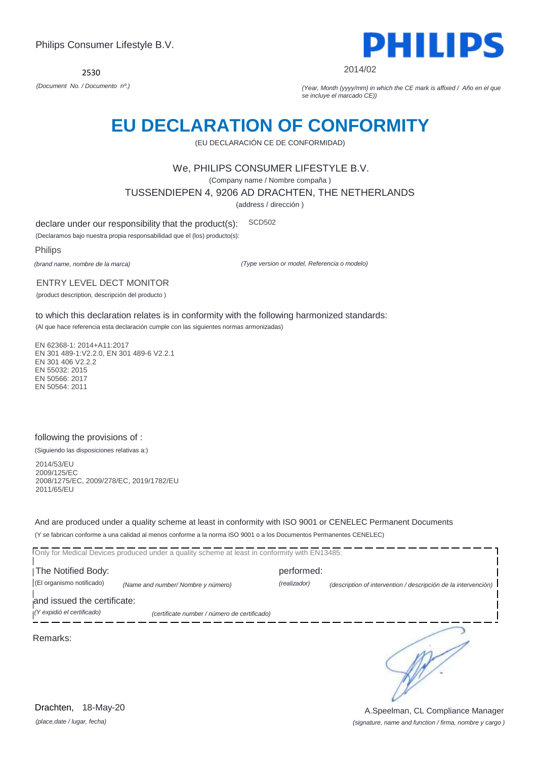Philips Consumer Lifestyle B.V.

**PHILIPS**

2530

*(Document No. / Documento nº.)*

2014/02

*(Year, Month (yyyy/mm) in which the CE mark is affixed / Año en el que se incluye el marcado CE))*

# EU DECLARATION OF CONFORMITY

(EU DECLARACIÓN CE DE CONFORMIDAD)

We, PHILIPS CONSUMER LIFESTYLE B.V.

(Company name / Nombre compaña )

TUSSENDIEPEN 4, 9206 AD DRACHTEN, THE NETHERLANDS

(address / dirección )

declare under our responsibility that the product(s): SCD502

(Declaramos bajo nuestra propia responsabilidad que el (los) producto(s):

Philips

*(brand name, nombre de la marca)*

*(Type version or model, Referencia o modelo)*

ENTRY LEVEL DECT MONITOR

(product description, descripción del producto )

to which this declaration relates is in conformity with the following harmonized standards:

(Al que hace referencia esta declaración cumple con las siguientes normas armonizadas)

EN 62368-1: 2014+A11:2017
EN 301 489-1:V2.2.0, EN 301 489-6 V2.2.1
EN 301 406 V2.2.2
EN 55032: 2015
EN 50566: 2017
EN 50564: 2011

following the provisions of :

(Siguiendo las disposiciones relativas a:)

2014/53/EU
2009/125/EC
2008/1275/EC, 2009/278/EC, 2019/1782/EU
2011/65/EU

And are produced under a quality scheme at least in conformity with ISO 9001 or CENELEC Permanent Documents

(Y se fabrican conforme a una calidad al menos conforme a la norma ISO 9001 a los Documentos Permanentes CENELEC)

Only for Medical Devices produced under a quality scheme at least in conformity with EN13485:

The Notified Body: performed:

(El organismo notificado) *(Name and number/ Nombre y número)* *(realizador)* *(description of intervention / descripción de la intervención)*

and issued the certificate:

*(Y expidió el certificado)* *(certificate number / número de certificado)*

Remarks:

Drachten, 18-May-20

*(place,date / lugar, fecha)*

A.Speelman, CL Compliance Manager

*(signature, name and function / firma, nombre y cargo )*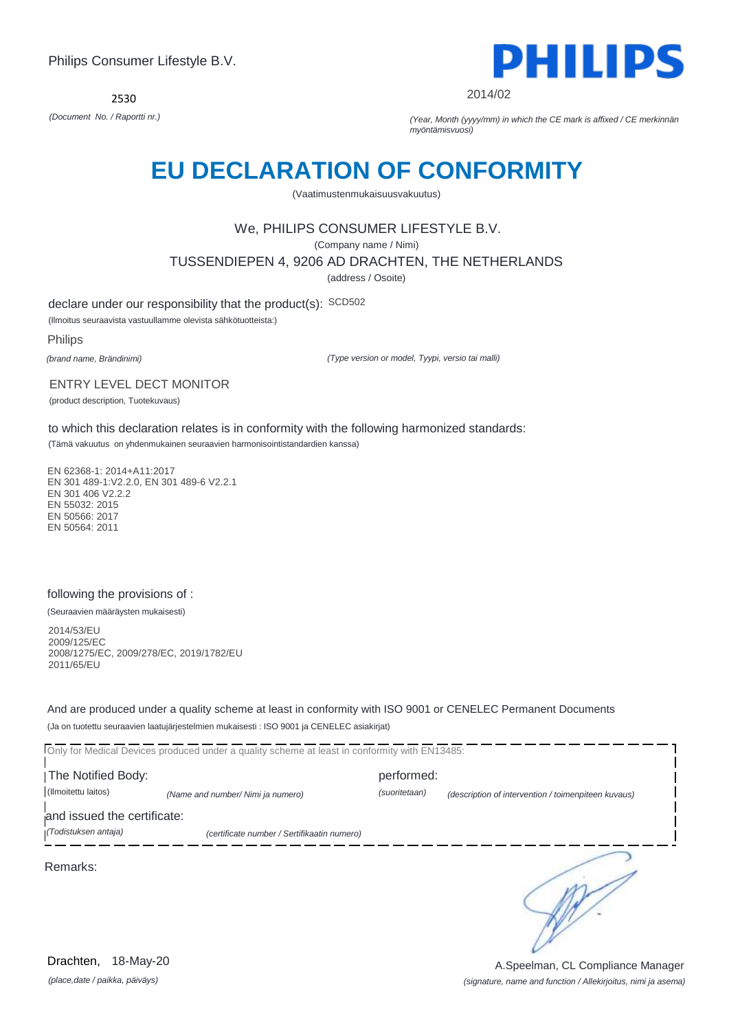Philips Consumer Lifestyle B.V.

**PHILIPS**

2530

*(Document No. / Raportti nr.)*

2014/02

*(Year, Month (yyyy/mm) in which the CE mark is affixed / CE merkinnän myöntämisvuosi)*

# EU DECLARATION OF CONFORMITY

(Vaatimustenmukaisuusvakuutus)

We, PHILIPS CONSUMER LIFESTYLE B.V.

(Company name / Nimi)

TUSSENDIEPEN 4, 9206 AD DRACHTEN, THE NETHERLANDS

(address / Osoite)

declare under our responsibility that the product(s): SCD502

(Ilmoitus seuraavista vastuullamme olevista sähkötuotteista:)

Philips

*(brand name, Brändinimi)*

*(Type version or model, Tyypi, versio tai malli)*

ENTRY LEVEL DECT MONITOR

(product description, Tuotekuvaus)

to which this declaration relates is in conformity with the following harmonized standards:

(Tämä vakuutus on yhdenmukainen seuraavien harmonisointistandardien kanssa)

EN 62368-1: 2014+A11:2017
EN 301 489-1:V2.2.0, EN 301 489-6 V2.2.1
EN 301 406 V2.2.2
EN 55032: 2015
EN 50566: 2017
EN 50564: 2011

following the provisions of :

(Seuraavien määräysten mukaisesti)

2014/53/EU
2009/125/EC
2008/1275/EC, 2009/278/EC, 2019/1782/EU
2011/65/EU

And are produced under a quality scheme at least in conformity with ISO 9001 or CENELEC Permanent Documents

(Ja on tuotettu seuraavien laatujärjestelmien mukaisesti : ISO 9001 ja CENELEC asiakirjat)

Only for Medical Devices produced under a quality scheme at least in conformity with EN13485:

The Notified Body: performed:

(Ilmoitettu laitos) *(Name and number/ Nimi ja numero)* *(suoritetaan)* *(description of intervention / toimenpiteen kuvaus)*

and issued the certificate:

*(Todistuksen antaja)* *(certificate number / Sertifikaatin numero)*

Remarks:

Drachten, 18-May-20

*(place,date / paikka, päiväys)*

A.Speelman, CL Compliance Manager

*(signature, name and function / Allekirjoitus, nimi ja asema)*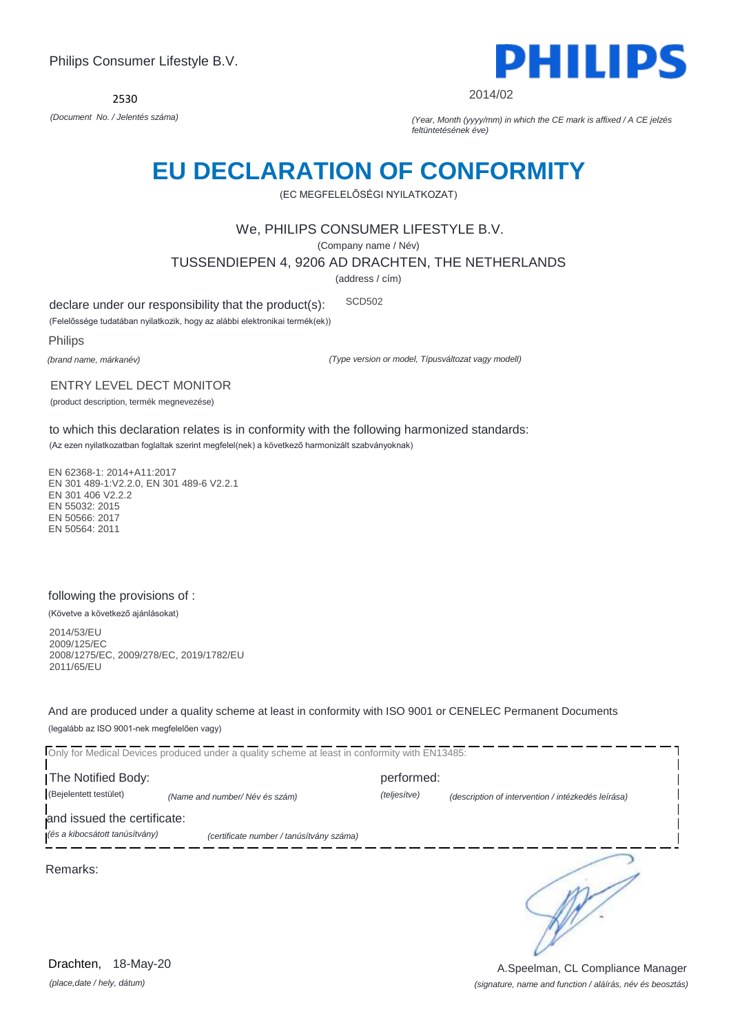Philips Consumer Lifestyle B.V.

2530

*(Document No. / Jelentés száma)*

PHILIPS

2014/02

*(Year, Month (yyyy/mm) in which the CE mark is affixed / A CE jelzés feltüntetésének éve)*

# EU DECLARATION OF CONFORMITY

(EC MEGFELELŐSÉGI NYILATKOZAT)

We, PHILIPS CONSUMER LIFESTYLE B.V.

(Company name / Név)

TUSSENDIEPEN 4, 9206 AD DRACHTEN, THE NETHERLANDS

(address / cím)

declare under our responsibility that the product(s): SCD502

(Felelőssége tudatában nyilatkozik, hogy az alábbi elektronikai termék(ek))

Philips

*(brand name, márkanév)* *(Type version or model, Típusváltozat vagy modell)*

ENTRY LEVEL DECT MONITOR

(product description, termék megnevezése)

to which this declaration relates is in conformity with the following harmonized standards:

(Az ezen nyilatkozatban foglaltak szerint megfelel(nek) a következő harmonizált szabványoknak)

EN 62368-1: 2014+A11:2017
EN 301 489-1:V2.2.0, EN 301 489-6 V2.2.1
EN 301 406 V2.2.2
EN 55032: 2015
EN 50566: 2017
EN 50564: 2011

following the provisions of :

(Követve a következő ajánlásokat)

2014/53/EU
2009/125/EC
2008/1275/EC, 2009/278/EC, 2019/1782/EU
2011/65/EU

And are produced under a quality scheme at least in conformity with ISO 9001 or CENELEC Permanent Documents

(legalább az ISO 9001-nek megfelelően vagy)

Only for Medical Devices produced under a quality scheme at least in conformity with EN13485:

The Notified Body: performed:

(Bejelentett testület) *(Name and number/ Név és szám)* *(teljesítve)* *(description of intervention / intézkedés leírása)*

and issued the certificate:

*(és a kibocsátott tanúsítvány)* *(certificate number / tanúsítvány száma)*

Remarks:

Drachten, 18-May-20

*(place,date / hely, dátum)*

A.Speelman, CL Compliance Manager

*(signature, name and function / aláírás, név és beosztás)*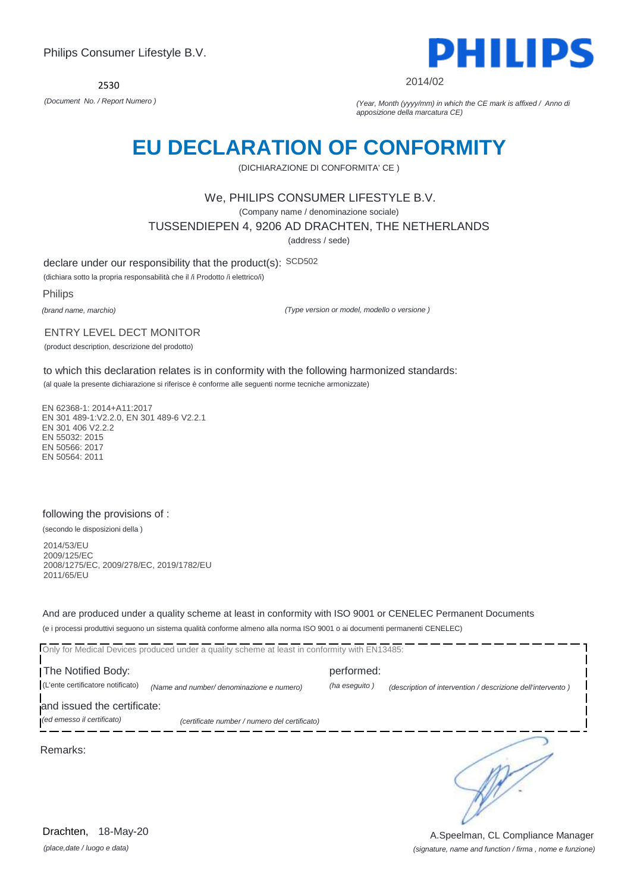Philips Consumer Lifestyle B.V.

2530

*(Document No. / Report Numero )*

2014/02

*(Year, Month (yyyy/mm) in which the CE mark is affixed / Anno di apposizione della marcatura CE)*

# EU DECLARATION OF CONFORMITY

(DICHIARAZIONE DI CONFORMITA' CE )

We, PHILIPS CONSUMER LIFESTYLE B.V.

(Company name / denominazione sociale)

TUSSENDIEPEN 4, 9206 AD DRACHTEN, THE NETHERLANDS

(address / sede)

declare under our responsibility that the product(s): SCD502

(dichiara sotto la propria responsabilità che il /i Prodotto /i elettrico/i)

Philips

*(brand name, marchio)*

*(Type version or model, modello o versione )*

ENTRY LEVEL DECT MONITOR

(product description, descrizione del prodotto)

to which this declaration relates is in conformity with the following harmonized standards:

(al quale la presente dichiarazione si riferisce è conforme alle seguenti norme tecniche armonizzate)

EN 62368-1: 2014+A11:2017
EN 301 489-1:V2.2.0, EN 301 489-6 V2.2.1
EN 301 406 V2.2.2
EN 55032: 2015
EN 50566: 2017
EN 50564: 2011

following the provisions of :

(secondo le disposizioni della )

2014/53/EU
2009/125/EC
2008/1275/EC, 2009/278/EC, 2019/1782/EU
2011/65/EU

And are produced under a quality scheme at least in conformity with ISO 9001 or CENELEC Permanent Documents

(e i processi produttivi seguono un sistema qualità conforme almeno alla norma ISO 9001 o ai documenti permanenti CENELEC)

Only for Medical Devices produced under a quality scheme at least in conformity with EN13485:

The Notified Body: performed:

(L'ente certificatore notificato) *(Name and number/ denominazione e numero)* *(ha eseguito )* *(description of intervention / descrizione dell'intervento )*

and issued the certificate:

*(ed emesso il certificato)* *(certificate number / numero del certificato)*

Remarks:

Drachten, 18-May-20

*(place,date / luogo e data)*

A.Speelman, CL Compliance Manager

*(signature, name and function / firma , nome e funzione)*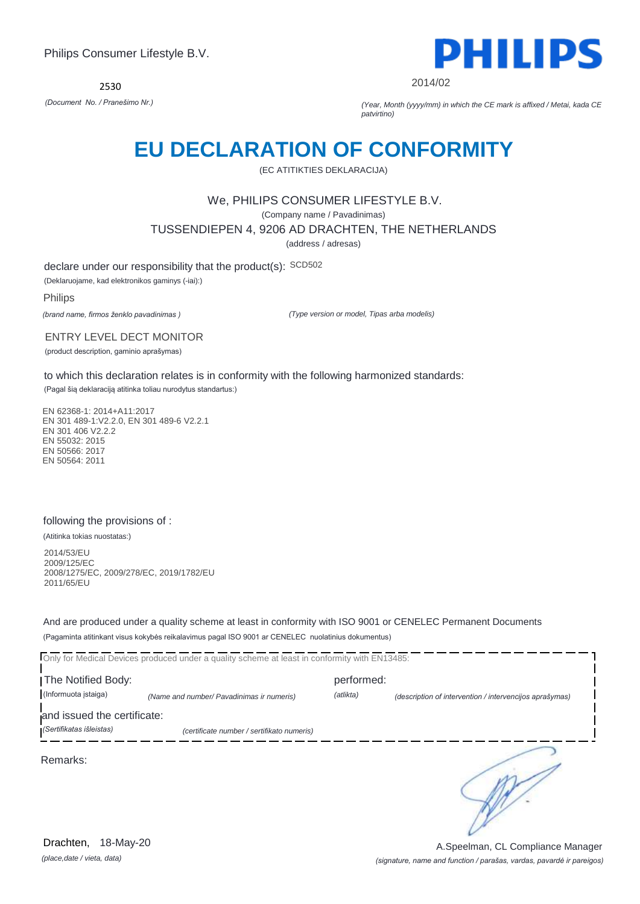Philips Consumer Lifestyle B.V.

PHILIPS

2530

*(Document No. / Pranešimo Nr.)*

2014/02

*(Year, Month (yyyy/mm) in which the CE mark is affixed / Metai, kada CE patvirtino)*

# EU DECLARATION OF CONFORMITY

(EC ATITIKTIES DEKLARACIJA)

We, PHILIPS CONSUMER LIFESTYLE B.V.

(Company name / Pavadinimas)

TUSSENDIEPEN 4, 9206 AD DRACHTEN, THE NETHERLANDS

(address / adresas)

declare under our responsibility that the product(s): SCD502

(Deklaruojame, kad elektronikos gaminys (-iai):)

Philips

*(brand name, firmos ženklo pavadinimas )*

*(Type version or model, Tipas arba modelis)*

ENTRY LEVEL DECT MONITOR

(product description, gaminio aprašymas)

to which this declaration relates is in conformity with the following harmonized standards:

(Pagal šią deklaraciją atitinka toliau nurodytus standartus:)

EN 62368-1: 2014+A11:2017
EN 301 489-1:V2.2.0, EN 301 489-6 V2.2.1
EN 301 406 V2.2.2
EN 55032: 2015
EN 50566: 2017
EN 50564: 2011

following the provisions of :

(Atitinka tokias nuostatas:)

2014/53/EU
2009/125/EC
2008/1275/EC, 2009/278/EC, 2019/1782/EU
2011/65/EU

And are produced under a quality scheme at least in conformity with ISO 9001 or CENELEC Permanent Documents

(Pagaminta atitinkant visus kokybės reikalavimus pagal ISO 9001 ar CENELEC nuolatinius dokumentus)

Only for Medical Devices produced under a quality scheme at least in conformity with EN13485:

The Notified Body: (Informuota įstaiga) *(Name and number/ Pavadinimas ir numeris)*

performed: *(atlikta)* *(description of intervention / intervencijos aprašymas)*

and issued the certificate: *(Sertifikatas išleistas)* *(certificate number / sertifikato numeris)*

Remarks:

Drachten, 18-May-20

*(place,date / vieta, data)*

A.Speelman, CL Compliance Manager

*(signature, name and function / parašas, vardas, pavardė ir pareigos)*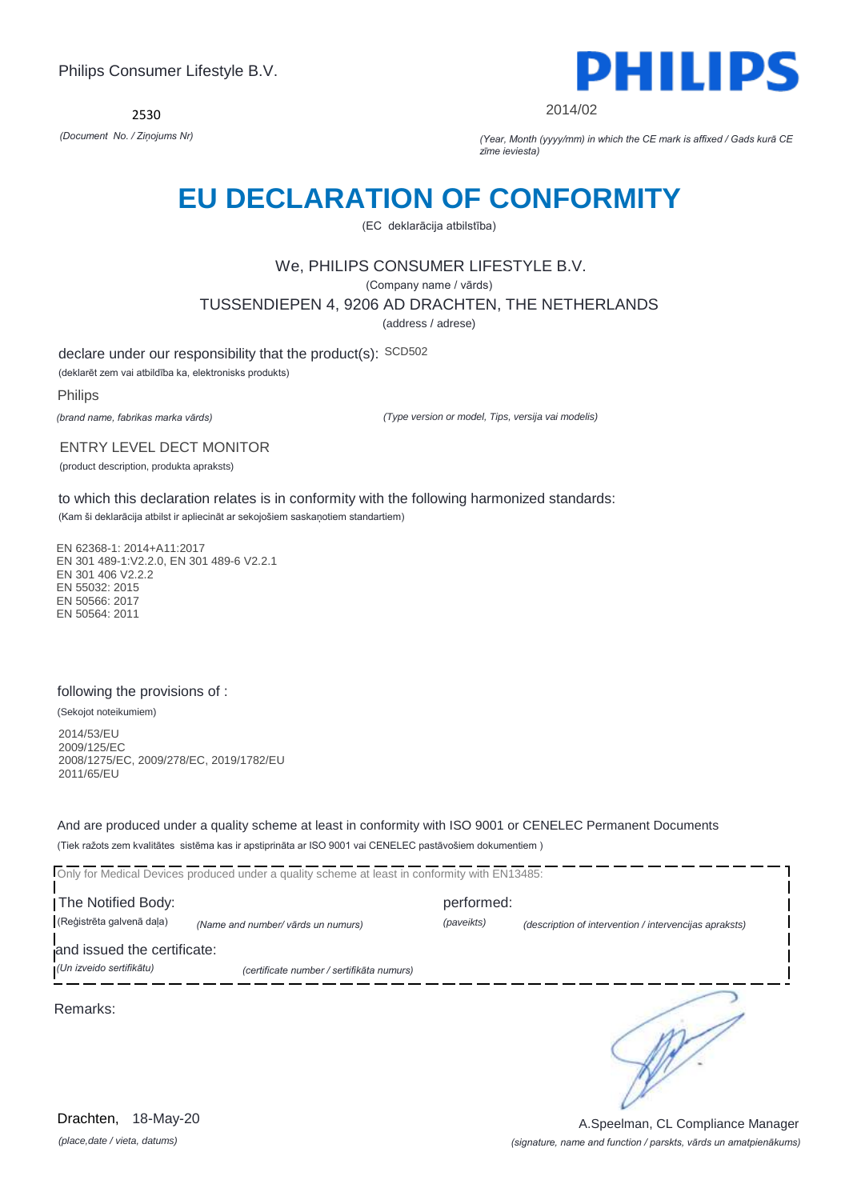Philips Consumer Lifestyle B.V.

PHILIPS

2530

*(Document No. / Ziņojums Nr)*

2014/02

*(Year, Month (yyyy/mm) in which the CE mark is affixed / Gads kurā CE zīme ieviesta)*

# EU DECLARATION OF CONFORMITY

(EC deklarācija atbilstība)

We, PHILIPS CONSUMER LIFESTYLE B.V.

(Company name / vārds)

TUSSENDIEPEN 4, 9206 AD DRACHTEN, THE NETHERLANDS

(address / adrese)

declare under our responsibility that the product(s): SCD502

(deklarēt zem vai atbildība ka, elektronisks produkts)

Philips

*(brand name, fabrikas marka vārds)*

*(Type version or model, Tips, versija vai modelis)*

ENTRY LEVEL DECT MONITOR

(product description, produkta apraksts)

to which this declaration relates is in conformity with the following harmonized standards:

(Kam ši deklarācija atbilst ir apliecināt ar sekojošiem saskaņotiem standartiem)

EN 62368-1: 2014+A11:2017
EN 301 489-1:V2.2.0, EN 301 489-6 V2.2.1
EN 301 406 V2.2.2
EN 55032: 2015
EN 50566: 2017
EN 50564: 2011

following the provisions of :

(Sekojot noteikumiem)

2014/53/EU
2009/125/EC
2008/1275/EC, 2009/278/EC, 2019/1782/EU
2011/65/EU

And are produced under a quality scheme at least in conformity with ISO 9001 or CENELEC Permanent Documents

(Tiek ražots zem kvalitātes sistēma kas ir apstiprināta ar ISO 9001 vai CENELEC pastāvošiem dokumentiem )

Only for Medical Devices produced under a quality scheme at least in conformity with EN13485:

The Notified Body: (Reģistrēta galvenā daļa) *(Name and number/ vārds un numurs)*

performed: *(paveikts)* *(description of intervention / intervencijas apraksts)*

and issued the certificate: *(Un izveido sertifikātu)* *(certificate number / sertifikāta numurs)*

Remarks:

Drachten, 18-May-20

*(place,date / vieta, datums)*

A.Speelman, CL Compliance Manager

*(signature, name and function / parskts, vārds un amatpienākums)*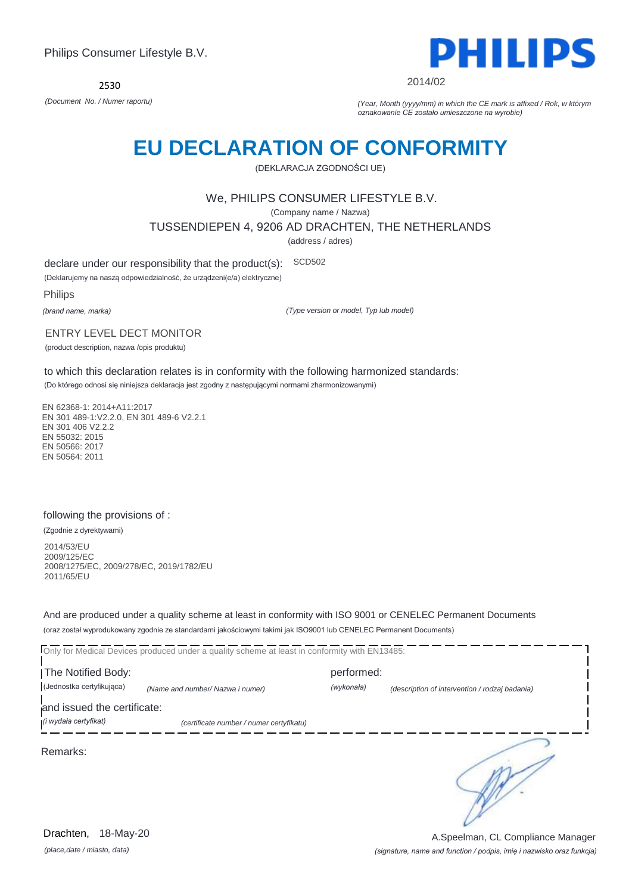Philips Consumer Lifestyle B.V.

2530

*(Document No. / Numer raportu)*

2014/02

*(Year, Month (yyyy/mm) in which the CE mark is affixed / Rok, w którym oznakowanie CE zostało umieszczone na wyrobie)*

# EU DECLARATION OF CONFORMITY

(DEKLARACJA ZGODNOŚCI UE)

We, PHILIPS CONSUMER LIFESTYLE B.V.

(Company name / Nazwa)

TUSSENDIEPEN 4, 9206 AD DRACHTEN, THE NETHERLANDS

(address / adres)

declare under our responsibility that the product(s): SCD502

(Deklarujemy na naszą odpowiedzialność, że urządzeni(e/a) elektryczne)

Philips

*(brand name, marka)* *(Type version or model, Typ lub model)*

ENTRY LEVEL DECT MONITOR

(product description, nazwa /opis produktu)

to which this declaration relates is in conformity with the following harmonized standards:

(Do którego odnosi się niniejsza deklaracja jest zgodny z następującymi normami zharmonizowanymi)

EN 62368-1: 2014+A11:2017
EN 301 489-1:V2.2.0, EN 301 489-6 V2.2.1
EN 301 406 V2.2.2
EN 55032: 2015
EN 50566: 2017
EN 50564: 2011

following the provisions of :

(Zgodnie z dyrektywami)

2014/53/EU
2009/125/EC
2008/1275/EC, 2009/278/EC, 2019/1782/EU
2011/65/EU

And are produced under a quality scheme at least in conformity with ISO 9001 or CENELEC Permanent Documents

(oraz został wyprodukowany zgodnie ze standardami jakościowymi takimi jak ISO9001 lub CENELEC Permanent Documents)

Only for Medical Devices produced under a quality scheme at least in conformity with EN13485:

The Notified Body: (Jednostka certyfikująca) *(Name and number/ Nazwa i numer)* performed: *(wykonała)* *(description of intervention / rodzaj badania)*

and issued the certificate: *(i wydała certyfikat)* *(certificate number / numer certyfikatu)*

Remarks:

Drachten, 18-May-20

*(place,date / miasto, data)*

A.Speelman, CL Compliance Manager

*(signature, name and function / podpis, imię i nazwisko oraz funkcja)*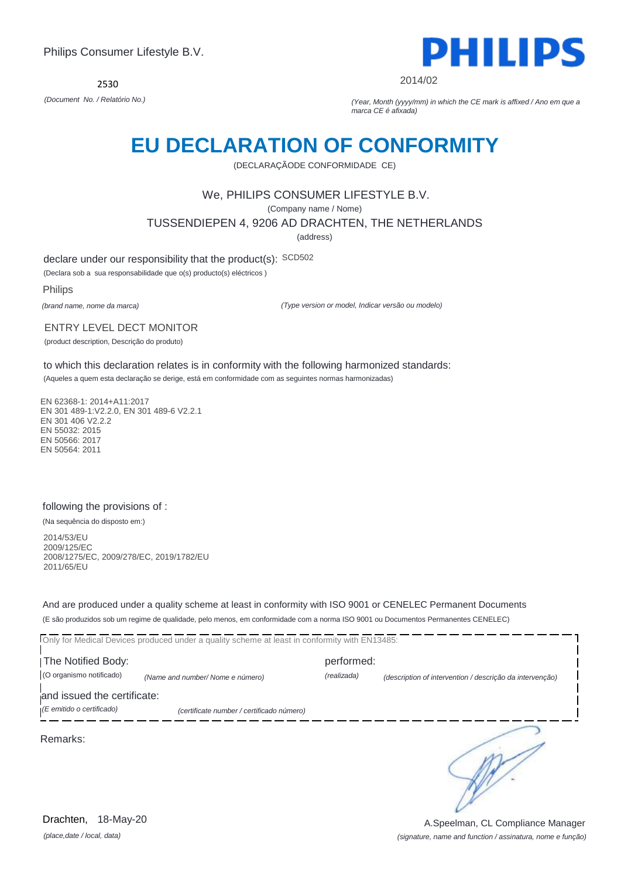Philips Consumer Lifestyle B.V.

**PHILIPS**

2530

*(Document No. / Relatório No.)*

2014/02

*(Year, Month (yyyy/mm) in which the CE mark is affixed / Ano em que a marca CE é afixada)*

# EU DECLARATION OF CONFORMITY

(DECLARAÇÃODE CONFORMIDADE CE)

We, PHILIPS CONSUMER LIFESTYLE B.V.

(Company name / Nome)

TUSSENDIEPEN 4, 9206 AD DRACHTEN, THE NETHERLANDS

(address)

declare under our responsibility that the product(s): SCD502

(Declara sob a sua responsabilidade que o(s) producto(s) eléctricos )

Philips

*(brand name, nome da marca)*

*(Type version or model, Indicar versão ou modelo)*

ENTRY LEVEL DECT MONITOR

(product description, Descrição do produto)

to which this declaration relates is in conformity with the following harmonized standards:

(Aqueles a quem esta declaração se derige, está em conformidade com as seguintes normas harmonizadas)

EN 62368-1: 2014+A11:2017
EN 301 489-1:V2.2.0, EN 301 489-6 V2.2.1
EN 301 406 V2.2.2
EN 55032: 2015
EN 50566: 2017
EN 50564: 2011

following the provisions of :

(Na sequência do disposto em:)

2014/53/EU
2009/125/EC
2008/1275/EC, 2009/278/EC, 2019/1782/EU
2011/65/EU

And are produced under a quality scheme at least in conformity with ISO 9001 or CENELEC Permanent Documents

(E são produzidos sob um regime de qualidade, pelo menos, em conformidade com a norma ISO 9001 ou Documentos Permanentes CENELEC)

Only for Medical Devices produced under a quality scheme at least in conformity with EN13485:

The Notified Body: performed:

(O organismo notificado) *(Name and number/ Nome e número)* *(realizada)* *(description of intervention / descrição da intervenção)*

and issued the certificate:

*(E emitido o certificado)* *(certificate number / certificado número)*

Remarks:

Drachten, 18-May-20

*(place,date / local, data)*

A.Speelman, CL Compliance Manager

*(signature, name and function / assinatura, nome e função)*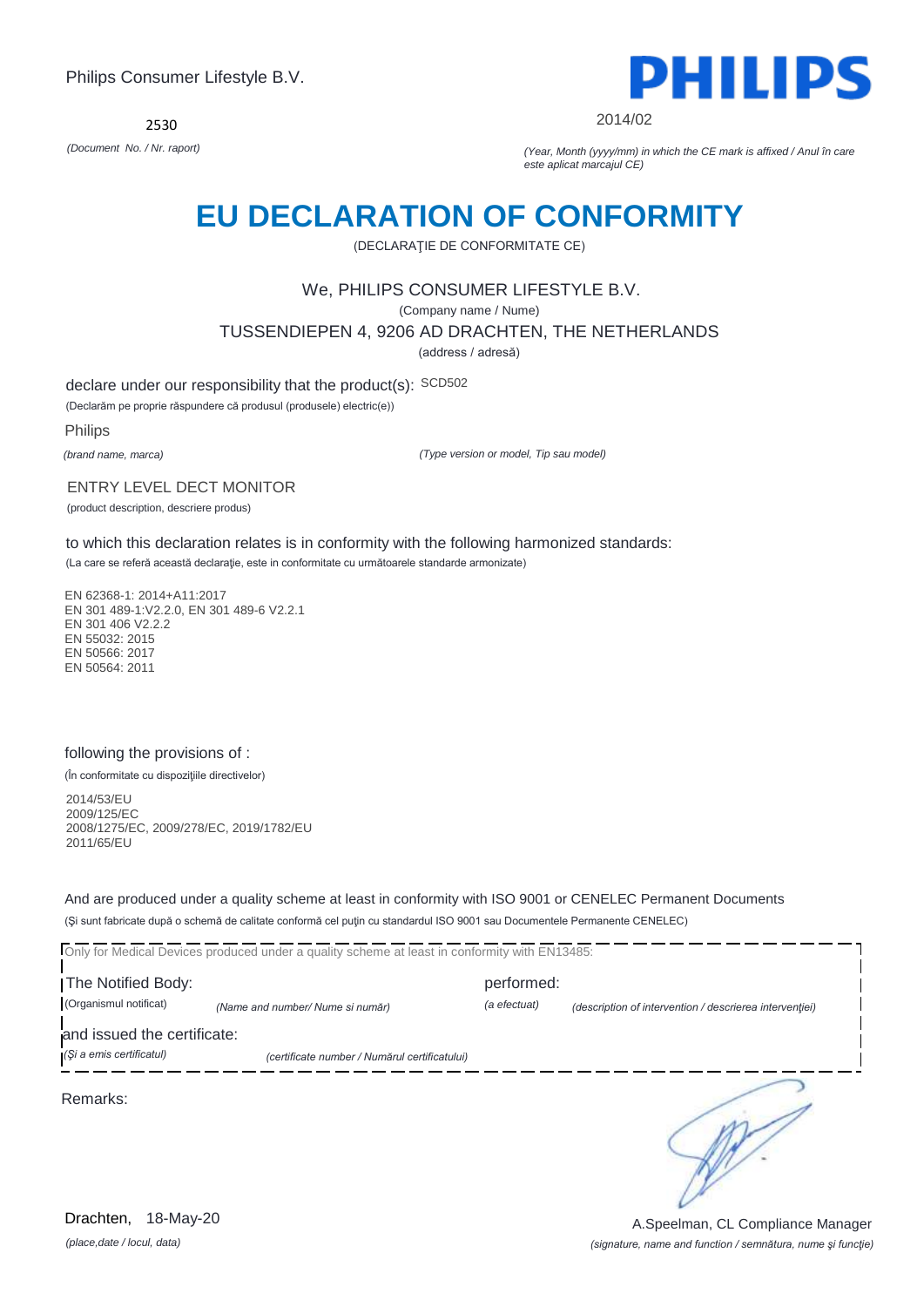Philips Consumer Lifestyle B.V.

PHILIPS

2530

*(Document No. / Nr. raport)*

2014/02

*(Year, Month (yyyy/mm) in which the CE mark is affixed / Anul în care este aplicat marcajul CE)*

# EU DECLARATION OF CONFORMITY

(DECLARAŢIE DE CONFORMITATE CE)

We, PHILIPS CONSUMER LIFESTYLE B.V.

(Company name / Nume)

TUSSENDIEPEN 4, 9206 AD DRACHTEN, THE NETHERLANDS

(address / adresă)

declare under our responsibility that the product(s): SCD502

(Declarăm pe proprie răspundere că produsul (produsele) electric(e))

Philips

*(brand name, marca)* *(Type version or model, Tip sau model)*

ENTRY LEVEL DECT MONITOR

(product description, descriere produs)

to which this declaration relates is in conformity with the following harmonized standards:

(La care se referă această declaraţie, este in conformitate cu următoarele standarde armonizate)

EN 62368-1: 2014+A11:2017
EN 301 489-1:V2.2.0, EN 301 489-6 V2.2.1
EN 301 406 V2.2.2
EN 55032: 2015
EN 50566: 2017
EN 50564: 2011

following the provisions of :

(În conformitate cu dispoziţiile directivelor)

2014/53/EU
2009/125/EC
2008/1275/EC, 2009/278/EC, 2019/1782/EU
2011/65/EU

And are produced under a quality scheme at least in conformity with ISO 9001 or CENELEC Permanent Documents

(Şi sunt fabricate după o schemă de calitate conformă cel puţin cu standardul ISO 9001 sau Documentele Permanente CENELEC)

Only for Medical Devices produced under a quality scheme at least in conformity with EN13485:

The Notified Body: performed:

(Organismul notificat) *(Name and number/ Nume si număr)* *(a efectuat)* *(description of intervention / descrierea intervenţiei)*

and issued the certificate:

*(Şi a emis certificatul)* *(certificate number / Numărul certificatului)*

Remarks:

Drachten, 18-May-20

*(place,date / locul, data)*

A.Speelman, CL Compliance Manager

*(signature, name and function / semnătura, nume şi funcţie)*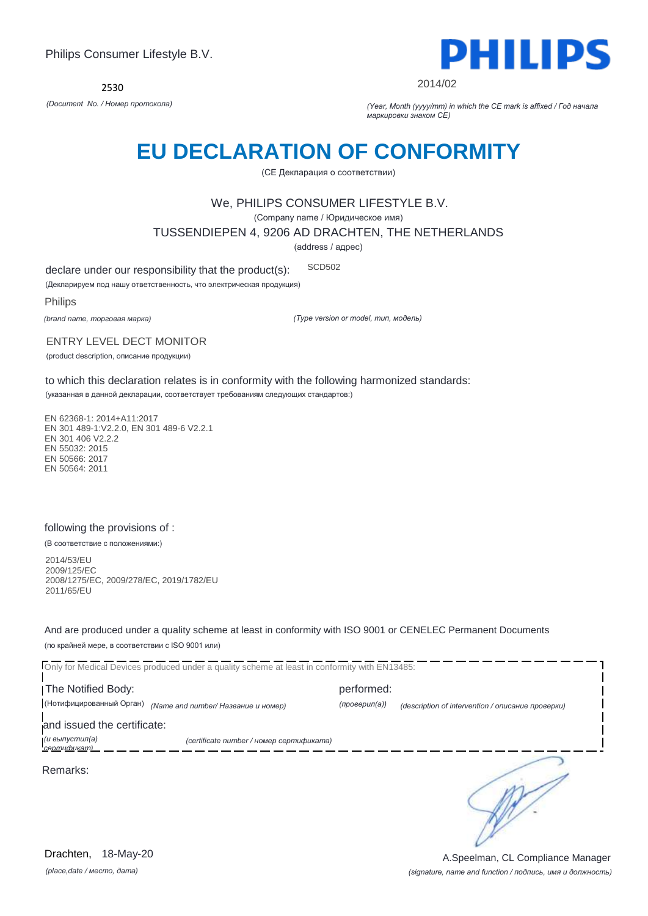Philips Consumer Lifestyle B.V.

**PHILIPS**

2530

*(Document No. / Номер протокола)*

2014/02

*(Year, Month (yyyy/mm) in which the CE mark is affixed / Год начала маркировки знаком CE)*

# EU DECLARATION OF CONFORMITY

(CE Декларация о соответствии)

We, PHILIPS CONSUMER LIFESTYLE B.V.

(Company name / Юридическое имя)

TUSSENDIEPEN 4, 9206 AD DRACHTEN, THE NETHERLANDS

(address / адрес)

declare under our responsibility that the product(s): SCD502

(Декларируем под нашу ответственность, что электрическая продукция)

Philips

*(brand name, торговая марка)* *(Type version or model, тип, модель)*

ENTRY LEVEL DECT MONITOR

(product description, описание продукции)

to which this declaration relates is in conformity with the following harmonized standards:

(указанная в данной декларации, соответствует требованиям следующих стандартов:)

EN 62368-1: 2014+A11:2017
EN 301 489-1:V2.2.0, EN 301 489-6 V2.2.1
EN 301 406 V2.2.2
EN 55032: 2015
EN 50566: 2017
EN 50564: 2011

following the provisions of :

(В соответствие с положениями:)

2014/53/EU
2009/125/EC
2008/1275/EC, 2009/278/EC, 2019/1782/EU
2011/65/EU

And are produced under a quality scheme at least in conformity with ISO 9001 or CENELEC Permanent Documents

(по крайней мере, в соответствии с ISO 9001 или)

Only for Medical Devices produced under a quality scheme at least in conformity with EN13485:

The Notified Body: performed:

(Нотифицированный Орган) *(Name and number/ Название и номер)* *(проверил(а))* *(description of intervention / описание проверки)*

and issued the certificate:

*(и выпустил(а) сертификат)* *(certificate number / номер сертификата)*

Remarks:

Drachten, 18-May-20

*(place,date / место, дата)*

A.Speelman, CL Compliance Manager

*(signature, name and function / подпись, имя и должность)*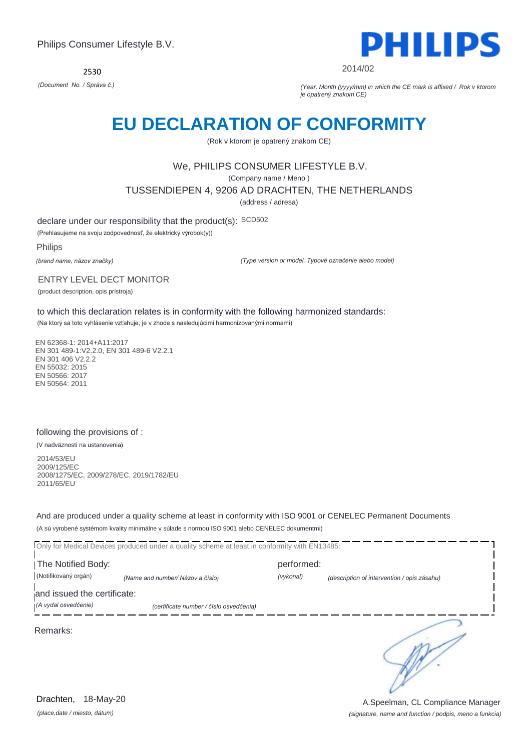Philips Consumer Lifestyle B.V.

2530

*(Document No. / Správa č.)*

2014/02

*(Year, Month (yyyy/mm) in which the CE mark is affixed / Rok v ktorom je opatrený znakom CE)*

# EU DECLARATION OF CONFORMITY

(Rok v ktorom je opatrený znakom CE)

We, PHILIPS CONSUMER LIFESTYLE B.V.

(Company name / Meno )

TUSSENDIEPEN 4, 9206 AD DRACHTEN, THE NETHERLANDS

(address / adresa)

declare under our responsibility that the product(s): SCD502

(Prehlasujeme na svoju zodpovednosť, že elektrický výrobok(y))

Philips

*(brand name, názov značky)*

*(Type version or model, Typové označenie alebo model)*

ENTRY LEVEL DECT MONITOR

(product description, opis prístroja)

to which this declaration relates is in conformity with the following harmonized standards:

(Na ktorý sa toto vyhlásenie vzťahuje, je v zhode s nasledujúcimi harmonizovanými normami)

EN 62368-1: 2014+A11:2017
EN 301 489-1:V2.2.0, EN 301 489-6 V2.2.1
EN 301 406 V2.2.2
EN 55032: 2015
EN 50566: 2017
EN 50564: 2011

following the provisions of :

(V nadväznosti na ustanovenia)

2014/53/EU
2009/125/EC
2008/1275/EC, 2009/278/EC, 2019/1782/EU
2011/65/EU

And are produced under a quality scheme at least in conformity with ISO 9001 or CENELEC Permanent Documents

(A sú vyrobené systémom kvality minimálne v súlade s normou ISO 9001 alebo CENELEC dokumentmi)

Only for Medical Devices produced under a quality scheme at least in conformity with EN13485:

The Notified Body: performed:

(Notifikovaný orgán) *(Name and number/ Názov a číslo)* *(vykonal)* *(description of intervention / opis zásahu)*

and issued the certificate:

*(A vydal osvedčenie)* *(certificate number / číslo osvedčenia)*

Remarks:

Drachten, 18-May-20

*(place,date / miesto, dátum)*

A.Speelman, CL Compliance Manager

*(signature, name and function / podpis, meno a funkcia)*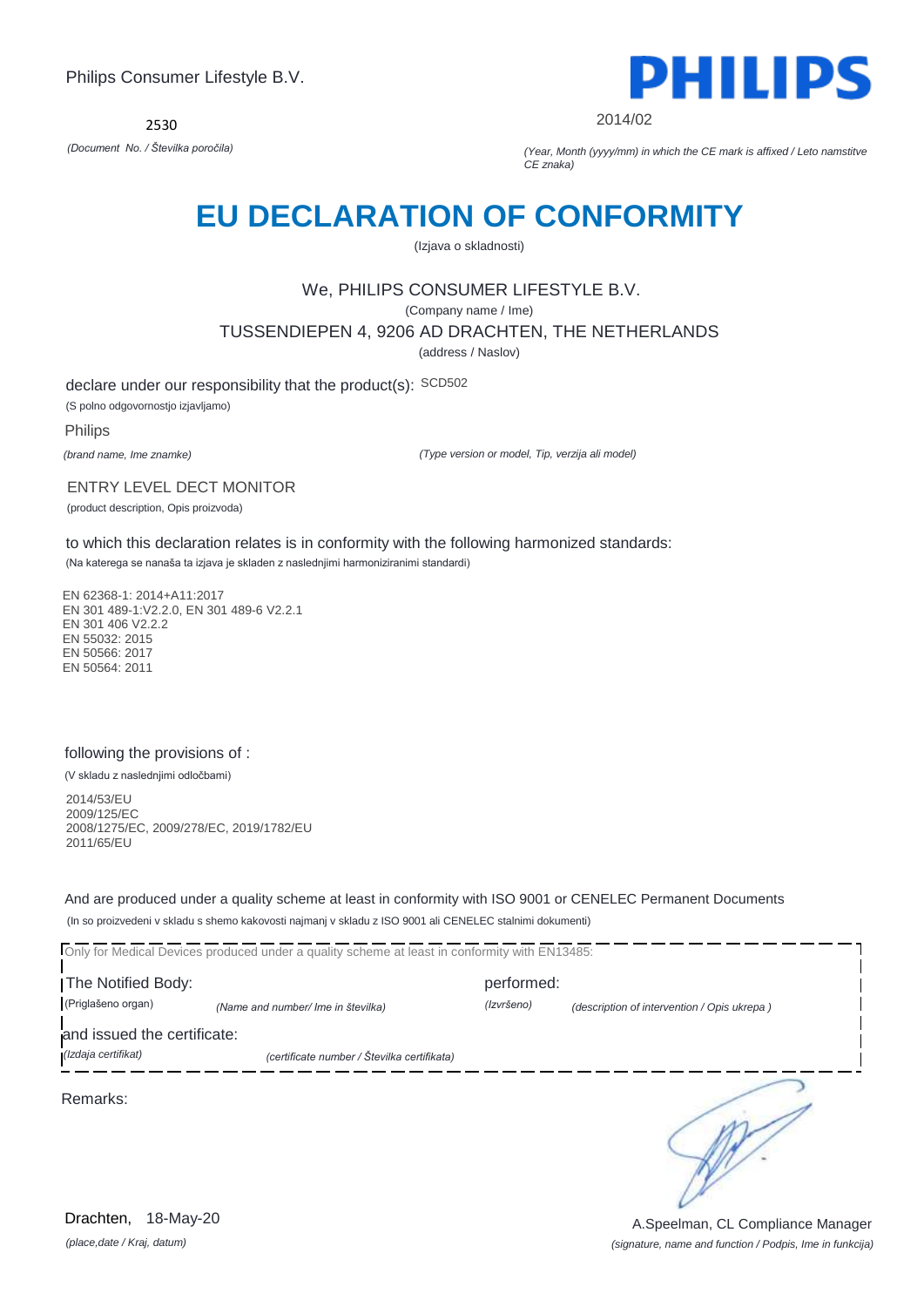Philips Consumer Lifestyle B.V.

2530

*(Document No. / Številka poročila)*

PHILIPS

2014/02

*(Year, Month (yyyy/mm) in which the CE mark is affixed / Leto namstitve CE znaka)*

# EU DECLARATION OF CONFORMITY

(Izjava o skladnosti)

We, PHILIPS CONSUMER LIFESTYLE B.V.

(Company name / Ime)

TUSSENDIEPEN 4, 9206 AD DRACHTEN, THE NETHERLANDS

(address / Naslov)

declare under our responsibility that the product(s): SCD502

(S polno odgovornostjo izjavljamo)

Philips

*(brand name, Ime znamke)*

*(Type version or model, Tip, verzija ali model)*

ENTRY LEVEL DECT MONITOR

(product description, Opis proizvoda)

to which this declaration relates is in conformity with the following harmonized standards:

(Na katerega se nanaša ta izjava je skladen z naslednjimi harmoniziranimi standardi)

EN 62368-1: 2014+A11:2017
EN 301 489-1:V2.2.0, EN 301 489-6 V2.2.1
EN 301 406 V2.2.2
EN 55032: 2015
EN 50566: 2017
EN 50564: 2011

following the provisions of :

(V skladu z naslednjimi odločbami)

2014/53/EU
2009/125/EC
2008/1275/EC, 2009/278/EC, 2019/1782/EU
2011/65/EU

And are produced under a quality scheme at least in conformity with ISO 9001 or CENELEC Permanent Documents

(In so proizvedeni v skladu s shemo kakovosti najmanj v skladu z ISO 9001 ali CENELEC stalnimi dokumenti)

Only for Medical Devices produced under a quality scheme at least in conformity with EN13485:

The Notified Body: performed:

(Priglašeno organ) *(Name and number/ Ime in številka)* *(Izvršeno)* *(description of intervention / Opis ukrepa )*

and issued the certificate:

*(Izdaja certifikat)* *(certificate number / Številka certifikata)*

Remarks:

Drachten, 18-May-20

*(place,date / Kraj, datum)*

A.Speelman, CL Compliance Manager

*(signature, name and function / Podpis, Ime in funkcija)*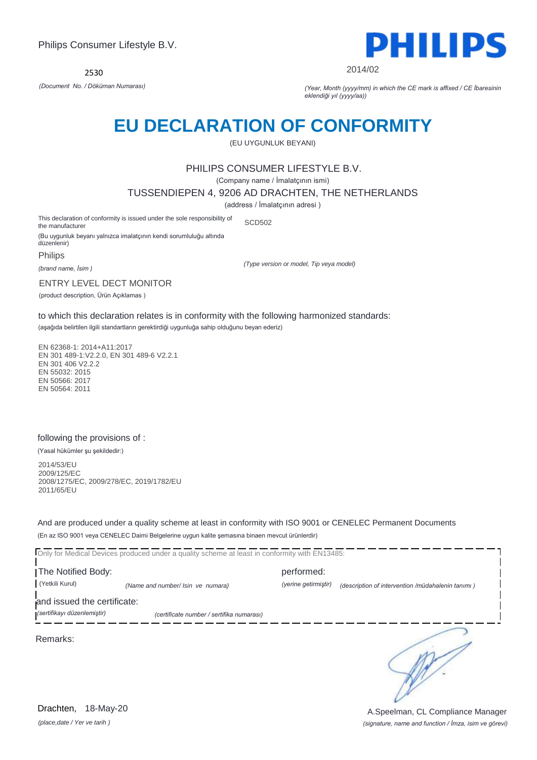Philips Consumer Lifestyle B.V.

2530

*(Document No. / Döküman Numarası)*

2014/02

*(Year, Month (yyyy/mm) in which the CE mark is affixed / CE İbaresinin eklendiği yıl (yyyy/aa))*

# EU DECLARATION OF CONFORMITY

(EU UYGUNLUK BEYANI)

PHILIPS CONSUMER LIFESTYLE B.V.

(Company name / İmalatçının ismi)

TUSSENDIEPEN 4, 9206 AD DRACHTEN, THE NETHERLANDS

(address / İmalatçının adresi )

This declaration of conformity is issued under the sole responsibility of the manufacturer

(Bu uygunluk beyanı yalnızca imalatçının kendi sorumluluğu altında düzenlenir)

SCD502

Philips

*(brand name, İsim )*

*(Type version or model, Tip veya model)*

ENTRY LEVEL DECT MONITOR

(product description, Ürün Açıklamas )

to which this declaration relates is in conformity with the following harmonized standards:

(aşağıda belirtilen ilgili standartların gerektirdiği uygunluğa sahip olduğunu beyan ederiz)

EN 62368-1: 2014+A11:2017
EN 301 489-1:V2.2.0, EN 301 489-6 V2.2.1
EN 301 406 V2.2.2
EN 55032: 2015
EN 50566: 2017
EN 50564: 2011

following the provisions of :

(Yasal hükümler şu şekildedir:)

2014/53/EU
2009/125/EC
2008/1275/EC, 2009/278/EC, 2019/1782/EU
2011/65/EU

And are produced under a quality scheme at least in conformity with ISO 9001 or CENELEC Permanent Documents

(En az ISO 9001 veya CENELEC Daimi Belgelerine uygun kalite şemasına binaen mevcut ürünlerdir)

Only for Medical Devices produced under a quality scheme at least in conformity with EN13485:

The Notified Body: (Yetkili Kurul) *(Name and number/ Isin ve numara)* performed: *(yerine getirmiştir)* *(description of intervention /müdahalenin tanımı )*

and issued the certificate: *(sertifikayı düzenlemiştir)* *(certificate number / sertifika numarası)*

Remarks:

Drachten, 18-May-20

*(place,date / Yer ve tarih )*

A.Speelman, CL Compliance Manager

*(signature, name and function / İmza, isim ve görevi)*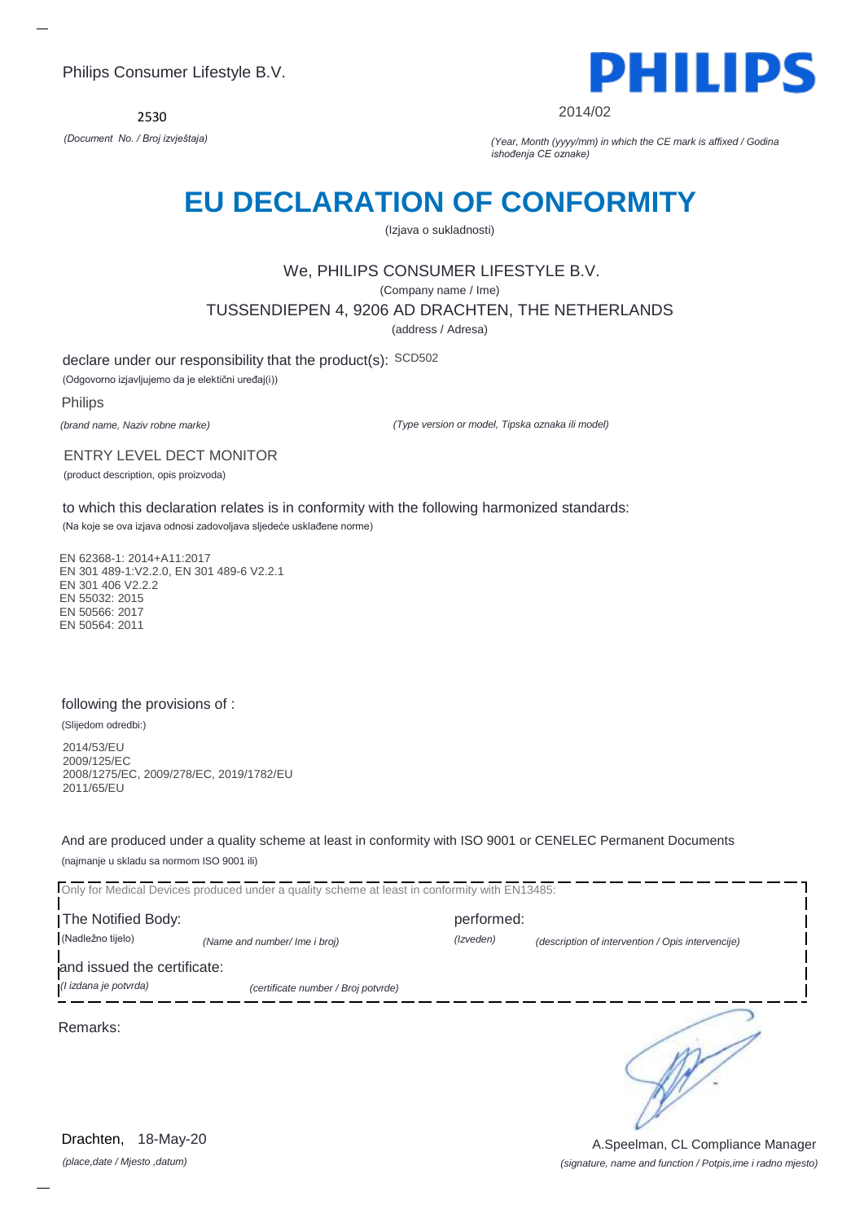Philips Consumer Lifestyle B.V.

2530

*(Document No. / Broj izvještaja)*

2014/02

*(Year, Month (yyyy/mm) in which the CE mark is affixed / Godina ishođenja CE oznake)*

# EU DECLARATION OF CONFORMITY

(Izjava o sukladnosti)

We, PHILIPS CONSUMER LIFESTYLE B.V.

(Company name / Ime)

TUSSENDIEPEN 4, 9206 AD DRACHTEN, THE NETHERLANDS

(address / Adresa)

declare under our responsibility that the product(s): SCD502

(Odgovorno izjavljujemo da je elektični uređaj(i))

Philips

*(brand name, Naziv robne marke)* *(Type version or model, Tipska oznaka ili model)*

ENTRY LEVEL DECT MONITOR

(product description, opis proizvoda)

to which this declaration relates is in conformity with the following harmonized standards:

(Na koje se ova izjava odnosi zadovoljava sljedeće usklađene norme)

EN 62368-1: 2014+A11:2017
EN 301 489-1:V2.2.0, EN 301 489-6 V2.2.1
EN 301 406 V2.2.2
EN 55032: 2015
EN 50566: 2017
EN 50564: 2011

following the provisions of :

(Slijedom odredbi:)

2014/53/EU
2009/125/EC
2008/1275/EC, 2009/278/EC, 2019/1782/EU
2011/65/EU

And are produced under a quality scheme at least in conformity with ISO 9001 or CENELEC Permanent Documents

(najmanje u skladu sa normom ISO 9001 ili)

Only for Medical Devices produced under a quality scheme at least in conformity with EN13485:

The Notified Body: performed:

(Nadležno tijelo) *(Name and number/ Ime i broj)* *(Izveden)* *(description of intervention / Opis intervencije)*

and issued the certificate:

*(I izdana je potvrda)* *(certificate number / Broj potvrde)*

Remarks:

Drachten, 18-May-20

*(place,date / Mjesto ,datum)*

A.Speelman, CL Compliance Manager

*(signature, name and function / Potpis,ime i radno mjesto)*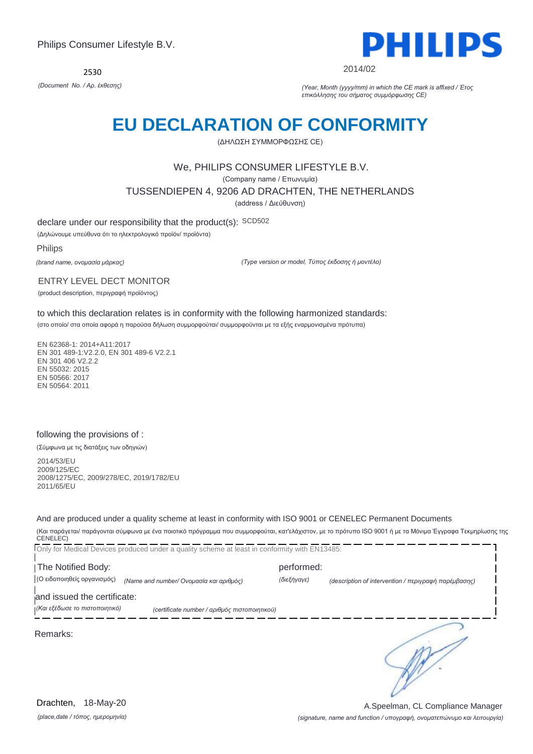Philips Consumer Lifestyle B.V.

PHILIPS

2530

*(Document No. / Αρ. έκθεσης)*

2014/02

*(Year, Month (yyyy/mm) in which the CE mark is affixed / Έτος επικόλλησης του σήματος συμμόρφωσης CE)*

# EU DECLARATION OF CONFORMITY

(ΔΗΛΩΣΗ ΣΥΜΜΟΡΦΩΣΗΣ CE)

We, PHILIPS CONSUMER LIFESTYLE B.V.

(Company name / Επωνυμία)

TUSSENDIEPEN 4, 9206 AD DRACHTEN, THE NETHERLANDS

(address / Διεύθυνση)

declare under our responsibility that the product(s): SCD502

(Δηλώνουμε υπεύθυνα ότι το ηλεκτρολογικό προϊόν/ προϊόντα)

Philips

*(brand name, ονομασία μάρκας)*

*(Type version or model, Τύπος έκδοσης ή μοντέλο)*

ENTRY LEVEL DECT MONITOR

(product description, περιγραφή προϊόντος)

to which this declaration relates is in conformity with the following harmonized standards:

(στο οποίο/ στα οποία αφορά η παρούσα δήλωση συμμορφούται/ συμμορφούνται με τα εξής εναρμονισμένα πρότυπα)

EN 62368-1: 2014+A11:2017
EN 301 489-1:V2.2.0, EN 301 489-6 V2.2.1
EN 301 406 V2.2.2
EN 55032: 2015
EN 50566: 2017
EN 50564: 2011

following the provisions of :

(Σύμφωνα με τις διατάξεις των οδηγιών)

2014/53/EU
2009/125/EC
2008/1275/EC, 2009/278/EC, 2019/1782/EU
2011/65/EU

And are produced under a quality scheme at least in conformity with ISO 9001 or CENELEC Permanent Documents

(Και παράγεται/ παράγονται σύμφωνα με ένα ποιοτικό πρόγραμμα που συμμορφούται, κατ'ελάχιστον, με το πρότυπο ISO 9001 ή με τα Μόνιμα Έγγραφα Τεκμηρίωσης της CENELEC)

Only for Medical Devices produced under a quality scheme at least in conformity with EN13485:

The Notified Body: performed:

(Ο ειδοποιηθείς οργανισμός) *(Name and number/ Ονομασία και αριθμός)* *(διεξήγαγε)* *(description of intervention / περιγραφή παρέμβασης)*

and issued the certificate:

*(Και εξέδωσε το πιστοποιητικό)* *(certificate number / αριθμός πιστοποιητικού)*

Remarks:

Drachten, 18-May-20

*(place,date / τόπος, ημερομηνία)*

A.Speelman, CL Compliance Manager

*(signature, name and function / υπογραφή, ονοματεπώνυμο και λειτουργία)*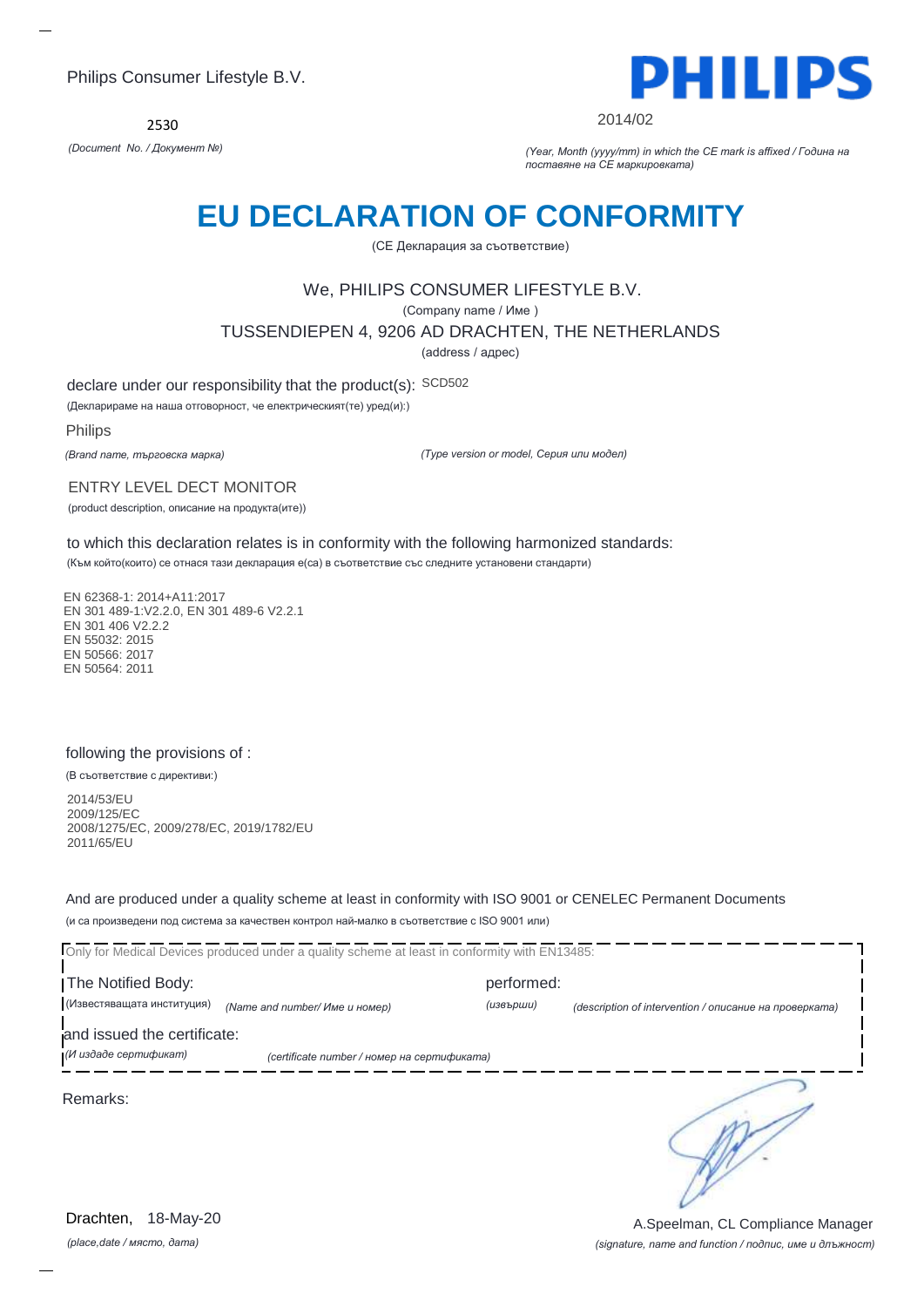Philips Consumer Lifestyle B.V.

2530

*(Document No. / Документ №)*

**PHILIPS**

2014/02

*(Year, Month (yyyy/mm) in which the CE mark is affixed / Година на поставяне на CE маркировката)*

# EU DECLARATION OF CONFORMITY

(CE Декларация за съответствие)

We, PHILIPS CONSUMER LIFESTYLE B.V.

(Company name / Име )

TUSSENDIEPEN 4, 9206 AD DRACHTEN, THE NETHERLANDS

(address / адрес)

declare under our responsibility that the product(s): SCD502

(Декларираме на наша отговорност, че електрическият(те) уред(и):)

Philips

*(Brand name, търговска марка)*

*(Type version or model, Серия или модел)*

ENTRY LEVEL DECT MONITOR

(product description, описание на продукта(ите))

to which this declaration relates is in conformity with the following harmonized standards:

(Към който(които) се отнася тази декларация е(са) в съответствие със следните установени стандарти)

EN 62368-1: 2014+A11:2017
EN 301 489-1:V2.2.0, EN 301 489-6 V2.2.1
EN 301 406 V2.2.2
EN 55032: 2015
EN 50566: 2017
EN 50564: 2011

following the provisions of :

(В съответствие с директиви:)

2014/53/EU
2009/125/EC
2008/1275/EC, 2009/278/EC, 2019/1782/EU
2011/65/EU

And are produced under a quality scheme at least in conformity with ISO 9001 or CENELEC Permanent Documents

(и са произведени под система за качествен контрол най-малко в съответствие с ISO 9001 или)

Only for Medical Devices produced under a quality scheme at least in conformity with EN13485:

The Notified Body: performed:

(Известяващата институция) *(Name and number/ Име и номер)* *(извърши)* *(description of intervention / описание на проверката)*

and issued the certificate:

*(И издаде сертификат)* *(certificate number / номер на сертификата)*

Remarks:

Drachten, 18-May-20

*(place,date / място, дата)*

A.Speelman, CL Compliance Manager

*(signature, name and function / подпис, име и длъжност)*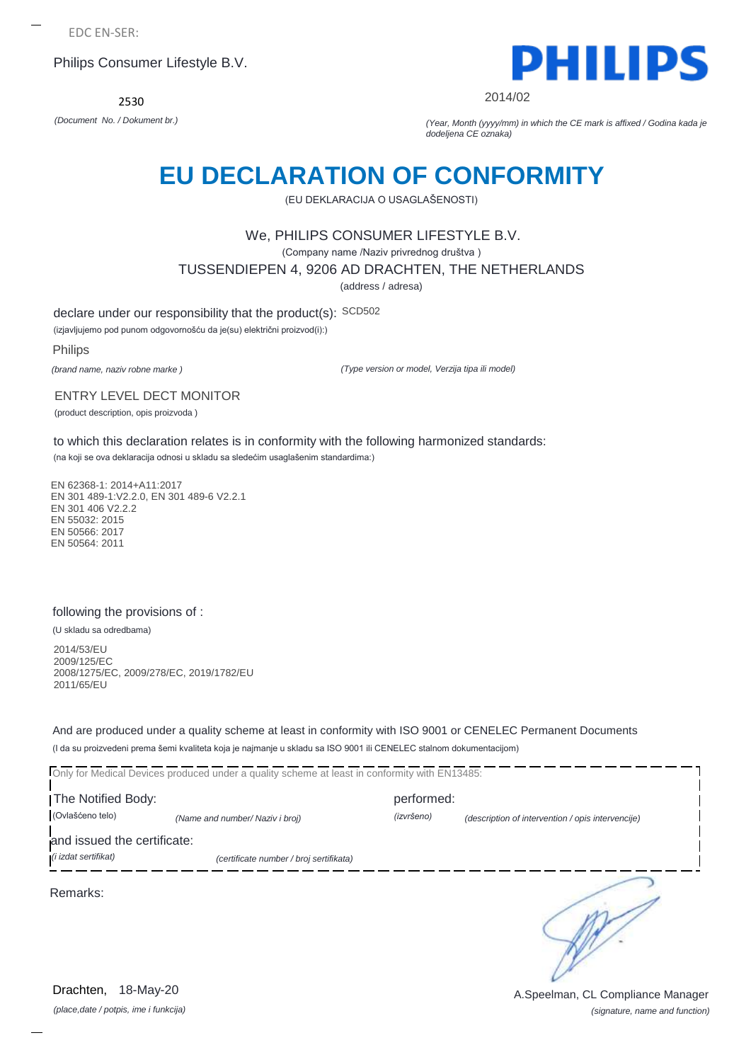EDC EN-SER:

Philips Consumer Lifestyle B.V.

2530

*(Document No. / Dokument br.)*

PHILIPS

2014/02

*(Year, Month (yyyy/mm) in which the CE mark is affixed / Godina kada je dodeljena CE oznaka)*

# EU DECLARATION OF CONFORMITY

(EU DEKLARACIJA O USAGLAŠENOSTI)

We, PHILIPS CONSUMER LIFESTYLE B.V.

(Company name /Naziv privrednog društva )

TUSSENDIEPEN 4, 9206 AD DRACHTEN, THE NETHERLANDS

(address / adresa)

declare under our responsibility that the product(s): SCD502

(izjavljujemo pod punom odgovornošću da je(su) električni proizvod(i):)

Philips

*(brand name, naziv robne marke )* *(Type version or model, Verzija tipa ili model)*

ENTRY LEVEL DECT MONITOR

(product description, opis proizvoda )

to which this declaration relates is in conformity with the following harmonized standards:

(na koji se ova deklaracija odnosi u skladu sa sledećim usaglašenim standardima:)

EN 62368-1: 2014+A11:2017
EN 301 489-1:V2.2.0, EN 301 489-6 V2.2.1
EN 301 406 V2.2.2
EN 55032: 2015
EN 50566: 2017
EN 50564: 2011

following the provisions of :

(U skladu sa odredbama)

2014/53/EU
2009/125/EC
2008/1275/EC, 2009/278/EC, 2019/1782/EU
2011/65/EU

And are produced under a quality scheme at least in conformity with ISO 9001 or CENELEC Permanent Documents

(I da su proizvedeni prema šemi kvaliteta koja je najmanje u skladu sa ISO 9001 ili CENELEC stalnom dokumentacijom)

Only for Medical Devices produced under a quality scheme at least in conformity with EN13485:

The Notified Body: performed:

(Ovlašćeno telo) *(Name and number/ Naziv i broj)* *(izvršeno)* *(description of intervention / opis intervencije)*

and issued the certificate:

*(i izdat sertifikat)* *(certificate number / broj sertifikata)*

Remarks:

Drachten, 18-May-20

*(place,date / potpis, ime i funkcija)*

A.Speelman, CL Compliance Manager

*(signature, name and function)*